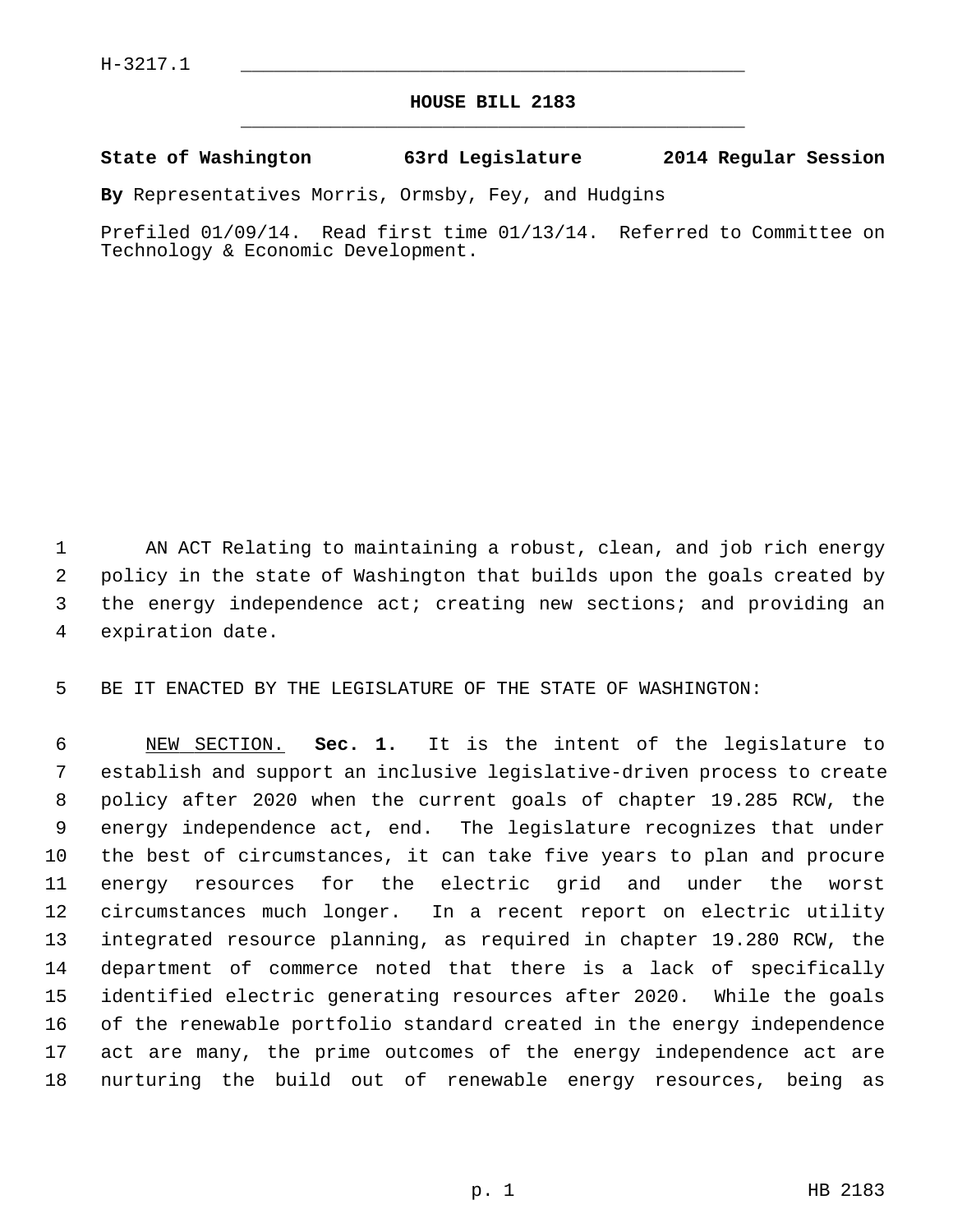H-3217.1

## HOUSE BILL 2183

**State of Washington 63rd Legislature 2014 Regular Session**

**By** Representatives Morris, Ormsby, Fey, and Hudgins

Prefiled 01/09/14. Read first time 01/13/14. Referred to Committee on Technology & Economic Development.

AN ACT Relating to maintaining a robust, clean, and job rich energy policy in the state of Washington that builds upon the goals created by the energy independence act; creating new sections; and providing an expiration date.

BE IT ENACTED BY THE LEGISLATURE OF THE STATE OF WASHINGTON:

NEW SECTION. **Sec. 1.** It is the intent of the legislature to establish and support an inclusive legislative-driven process to create policy after 2020 when the current goals of chapter 19.285 RCW, the energy independence act, end. The legislature recognizes that under the best of circumstances, it can take five years to plan and procure energy resources for the electric grid and under the worst circumstances much longer. In a recent report on electric utility integrated resource planning, as required in chapter 19.280 RCW, the department of commerce noted that there is a lack of specifically identified electric generating resources after 2020. While the goals of the renewable portfolio standard created in the energy independence act are many, the prime outcomes of the energy independence act are nurturing the build out of renewable energy resources, being as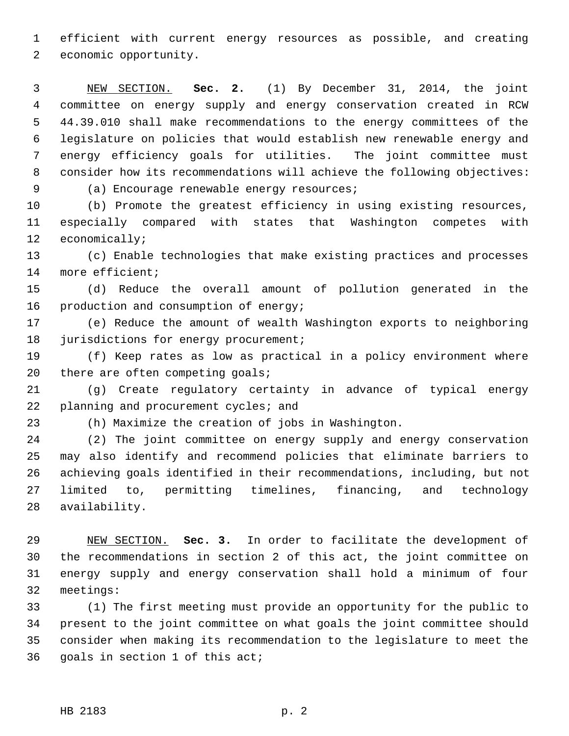efficient with current energy resources as possible, and creating economic opportunity.

NEW SECTION. **Sec. 2.** (1) By December 31, 2014, the joint committee on energy supply and energy conservation created in RCW 44.39.010 shall make recommendations to the energy committees of the legislature on policies that would establish new renewable energy and energy efficiency goals for utilities. The joint committee must consider how its recommendations will achieve the following objectives:

(a) Encourage renewable energy resources;

(b) Promote the greatest efficiency in using existing resources, especially compared with states that Washington competes with economically;

(c) Enable technologies that make existing practices and processes more efficient;

(d) Reduce the overall amount of pollution generated in the production and consumption of energy;

(e) Reduce the amount of wealth Washington exports to neighboring jurisdictions for energy procurement;

(f) Keep rates as low as practical in a policy environment where there are often competing goals;

(g) Create regulatory certainty in advance of typical energy planning and procurement cycles; and

(h) Maximize the creation of jobs in Washington.

(2) The joint committee on energy supply and energy conservation may also identify and recommend policies that eliminate barriers to achieving goals identified in their recommendations, including, but not limited to, permitting timelines, financing, and technology availability.

NEW SECTION. **Sec. 3.** In order to facilitate the development of the recommendations in section 2 of this act, the joint committee on energy supply and energy conservation shall hold a minimum of four meetings:

(1) The first meeting must provide an opportunity for the public to present to the joint committee on what goals the joint committee should consider when making its recommendation to the legislature to meet the goals in section 1 of this act;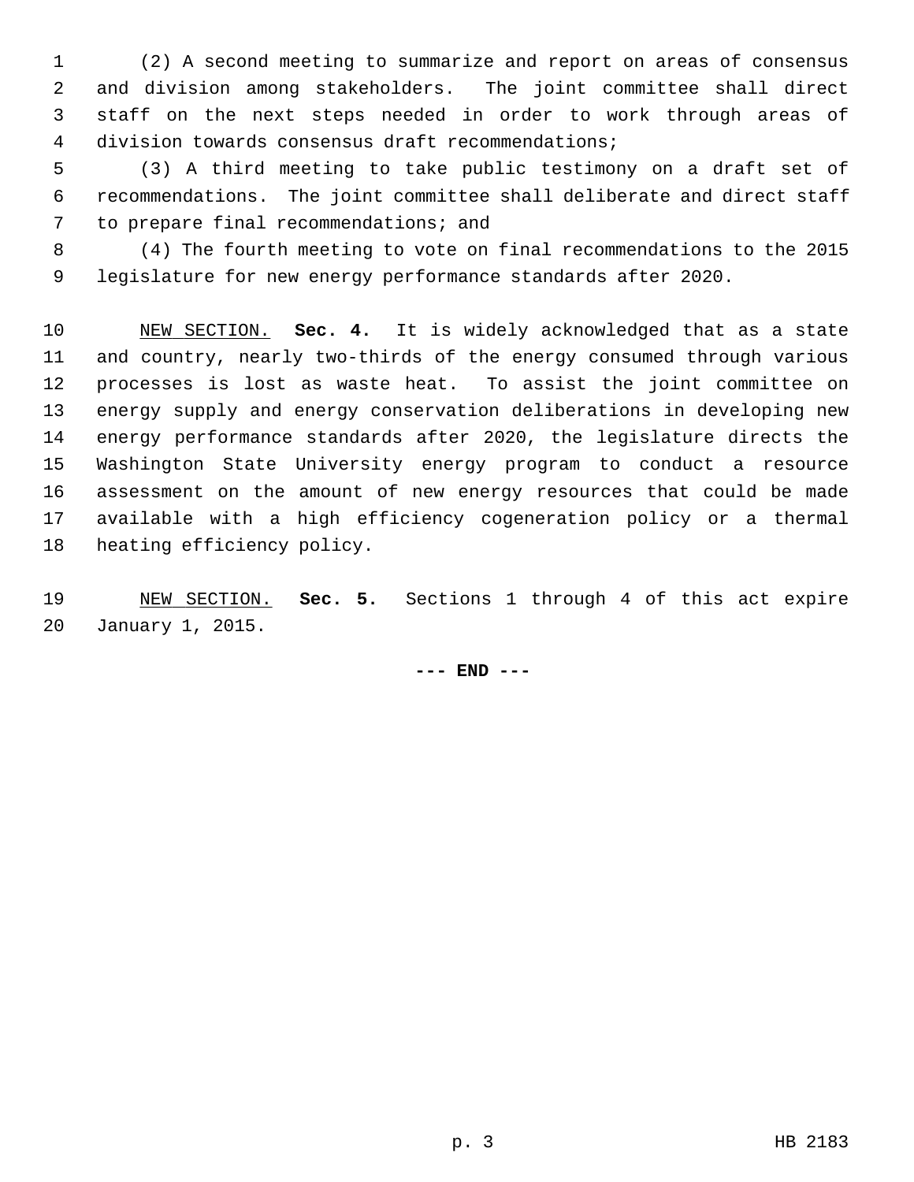(2) A second meeting to summarize and report on areas of consensus and division among stakeholders. The joint committee shall direct staff on the next steps needed in order to work through areas of division towards consensus draft recommendations;

(3) A third meeting to take public testimony on a draft set of recommendations. The joint committee shall deliberate and direct staff to prepare final recommendations; and

(4) The fourth meeting to vote on final recommendations to the 2015 legislature for new energy performance standards after 2020.

NEW SECTION. **Sec. 4.** It is widely acknowledged that as a state and country, nearly two-thirds of the energy consumed through various processes is lost as waste heat. To assist the joint committee on energy supply and energy conservation deliberations in developing new energy performance standards after 2020, the legislature directs the Washington State University energy program to conduct a resource assessment on the amount of new energy resources that could be made available with a high efficiency cogeneration policy or a thermal heating efficiency policy.

NEW SECTION. **Sec. 5.** Sections 1 through 4 of this act expire January 1, 2015.

**--- END ---**